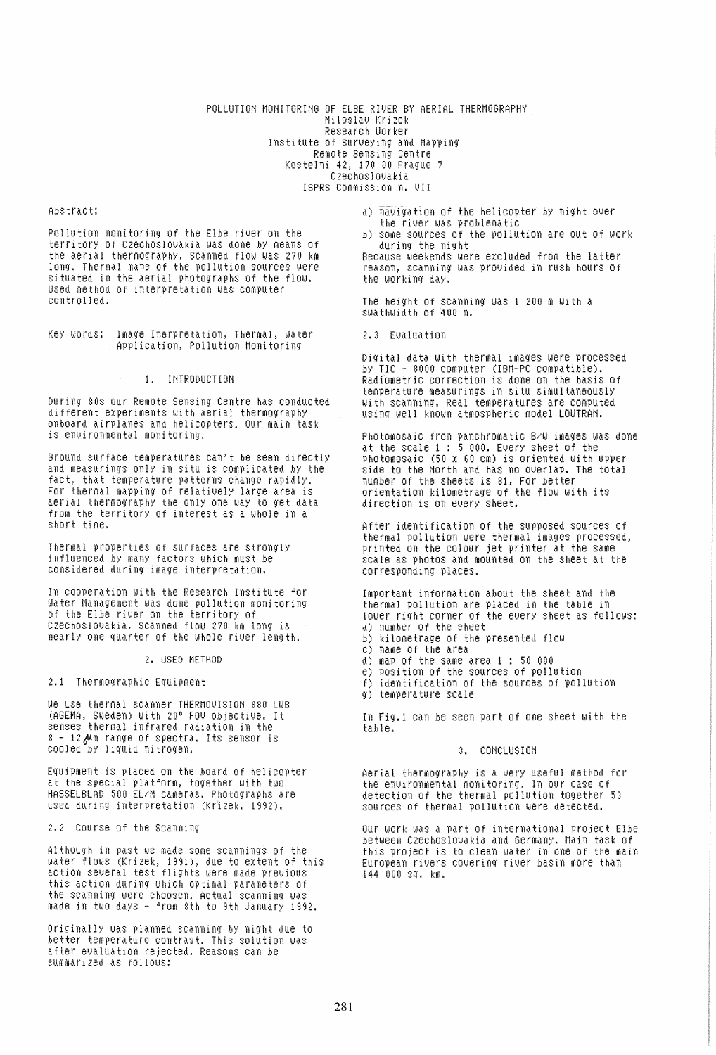# POLLUTION MONITORING OF ELBE RIVER BY AERIAL THERMOGRAPHY

Miloslav Krizek
Research Worker
Institute of Surveying and Mapping
Remote Sensing Centre
Kostelni 42, 170 00 Prague 7
Czechoslovakia
ISPRS Commission n. VII

Abstract:

Pollution monitoring of the Elbe river on the territory of Czechoslovakia was done by means of the aerial thermography. Scanned flow was 270 km long. Thermal maps of the pollution sources were situated in the aerial photographs of the flow. Used method of interpretation was computer controlled.

Key words: Image Inerpretation, Thermal, Water Application, Pollution Monitoring

## 1. INTRODUCTION

During 80s our Remote Sensing Centre has conducted different experiments with aerial thermography onboard airplanes and helicopters. Our main task is environmental monitoring.

Ground surface temperatures can't be seen directly and measurings only in situ is complicated by the fact, that temperature patterns change rapidly. For thermal mapping of relatively large area is aerial thermography the only one way to get data from the territory of interest as a whole in a short time.

Thermal properties of surfaces are strongly influenced by many factors which must be considered during image interpretation.

In cooperation with the Research Institute for Water Management was done pollution monitoring of the Elbe river on the territory of Czechoslovakia. Scanned flow 270 km long is nearly one quarter of the whole river length.

## 2. USED METHOD

### 2.1 Thermographic Equipment

We use thermal scanner THERMOVISION 880 LWB (AGEMA, Sweden) with 20° FOV objective. It senses thermal infrared radiation in the 8 - 12 $\mu$m range of spectra. Its sensor is cooled by liquid nitrogen.

Equipment is placed on the board of helicopter at the special platform, together with two HASSELBLAD 500 EL/M cameras. Photographs are used during interpretation (Krizek, 1992).

### 2.2 Course of the Scanning

Although in past we made some scannings of the water flows (Krizek, 1991), due to extent of this action several test flights were made previous this action during which optimal parameters of the scanning were choosen. Actual scanning was made in two days - from 8th to 9th January 1992.

Originally was planned scanning by night due to better temperature contrast. This solution was after evaluation rejected. Reasons can be summarized as follows:

a) navigation of the helicopter by night over the river was problematic
b) some sources of the pollution are out of work during the night

Because weekends were excluded from the latter reason, scanning was provided in rush hours of the working day.

The height of scanning was 1 200 m with a swathwidth of 400 m.

### 2.3 Evaluation

Digital data with thermal images were processed by TIC - 8000 computer (IBM-PC compatible). Radiometric correction is done on the basis of temperature measurings in situ simultaneously with scanning. Real temperatures are computed using well known atmospheric model LOWTRAN.

Photomosaic from panchromatic B/W images was done at the scale 1 : 5 000. Every sheet of the photomosaic (50 x 60 cm) is oriented with upper side to the North and has no overlap. The total number of the sheets is 81. For better orientation kilometrage of the flow with its direction is on every sheet.

After identification of the supposed sources of thermal pollution were thermal images processed, printed on the colour jet printer at the same scale as photos and mounted on the sheet at the corresponding places.

Important information about the sheet and the thermal pollution are placed in the table in lower right corner of the every sheet as follows:

a) number of the sheet
b) kilometrage of the presented flow
c) name of the area
d) map of the same area 1 : 50 000
e) position of the sources of pollution
f) identification of the sources of pollution
g) temperature scale

In Fig.1 can be seen part of one sheet with the table.

## 3. CONCLUSION

Aerial thermography is a very useful method for the environmental monitoring. In our case of detection of the thermal pollution together 53 sources of thermal pollution were detected.

Our work was a part of international project Elbe between Czechoslovakia and Germany. Main task of this project is to clean water in one of the main European rivers covering river basin more than 144 000 sq. km.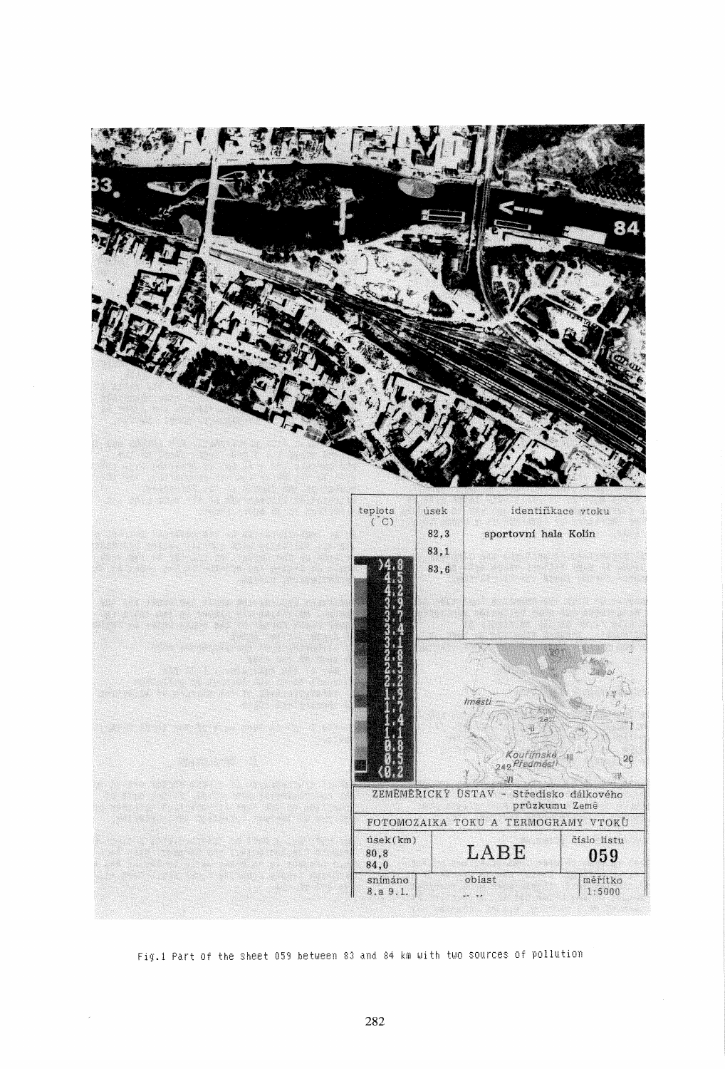| teplota (°C) | úsek | identifikace vtoku |
|---|---|---|
| >4.8 | 82,3 | sportovní hala Kolín |
| 4.5 | 83,1 | |
| 4.2 | 83,6 | |
| 3.9 | | |
| 3.7 | | |
| 3.4 | | |
| 3.1 | | |
| 2.8 | | |
| 2.5 | | |
| 2.2 | | |
| 1.9 | | |
| 1.7 | | |
| 1.4 | | |
| 1.1 | | |
| 0.8 | | |
| 0.5 | | |
| <0.2 | | |

ZEMĚMĚŘICKÝ ÚSTAV - Středisko dálkového průzkumu Země

FOTOMOZAIKA TOKU A TERMOGRAMY VTOKŮ

| úsek(km) | | číslo listu |
|---|---|---|
| 80,8 84,0 | LABE | 059 |
| snímáno 8.a 9.1. | oblast | měřítko 1:5000 |

Fig.1 Part of the sheet 059 between 83 and 84 km with two sources of pollution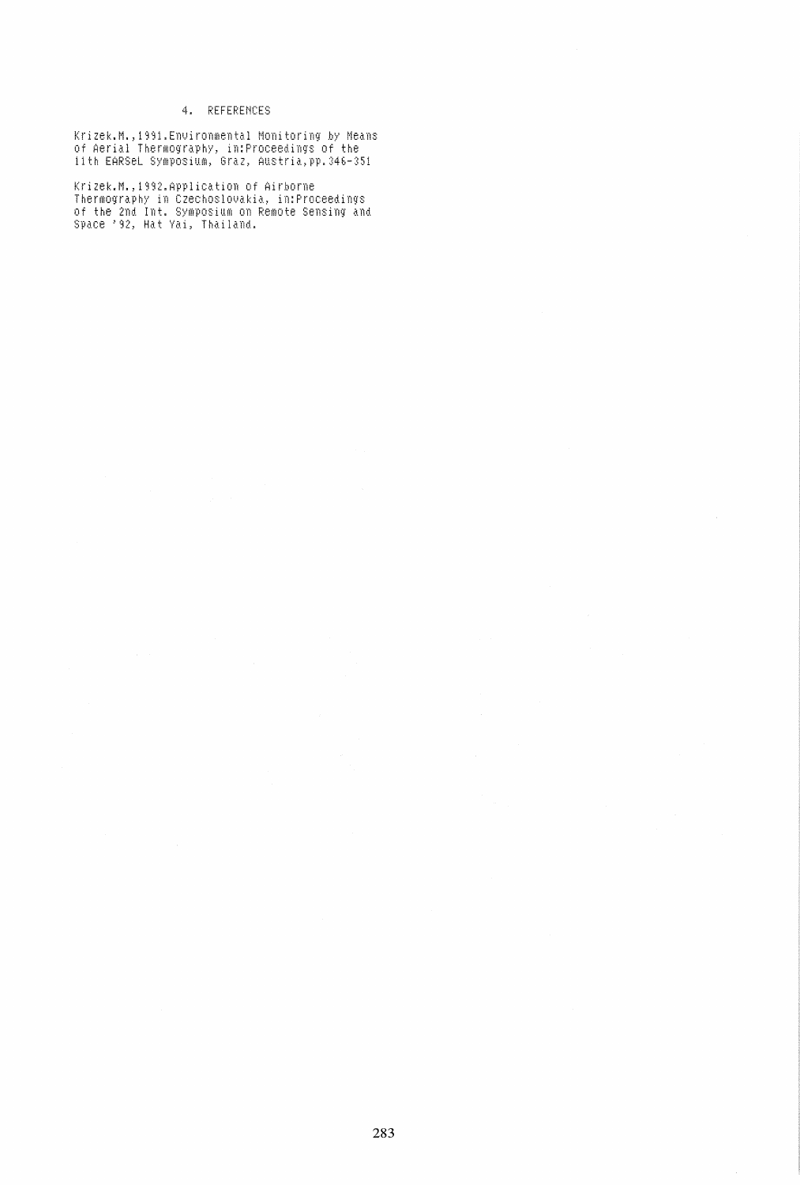## 4. REFERENCES

Krizek.M.,1991.Environmental Monitoring by Means of Aerial Thermography, in:Proceedings of the 11th EARSeL Symposium, Graz, Austria,pp.346-351

Krizek.M.,1992.Application of Airborne Thermography in Czechoslovakia, in:Proceedings of the 2nd Int. Symposium on Remote Sensing and Space '92, Hat Yai, Thailand.